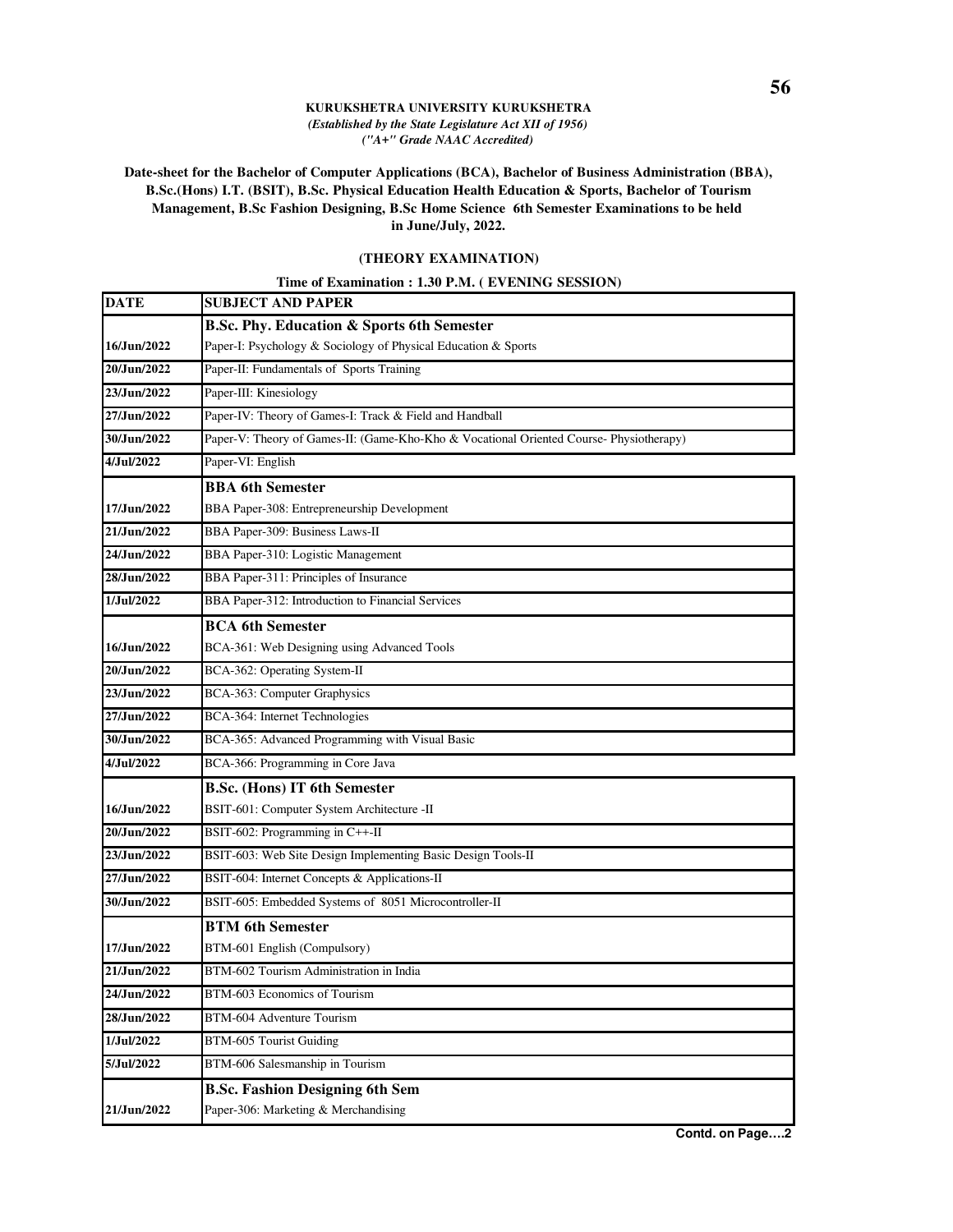**KURUKSHETRA UNIVERSITY KURUKSHETRA**

*(Established by the State Legislature Act XII of 1956)*

*("A+" Grade NAAC Accredited)*

**Date-sheet for the Bachelor of Computer Applications (BCA), Bachelor of Business Administration (BBA), B.Sc.(Hons) I.T. (BSIT), B.Sc. Physical Education Health Education & Sports, Bachelor of Tourism Management, B.Sc Fashion Designing, B.Sc Home Science 6th Semester Examinations to be held in June/July, 2022.**

**(THEORY EXAMINATION)**

**Time of Examination : 1.30 P.M. ( EVENING SESSION)**

| DATE | SUBJECT AND PAPER |
|---|---|
| | **B.Sc. Phy. Education & Sports 6th Semester** |
| 16/Jun/2022 | Paper-I: Psychology & Sociology of Physical Education & Sports |
| 20/Jun/2022 | Paper-II: Fundamentals of Sports Training |
| 23/Jun/2022 | Paper-III: Kinesiology |
| 27/Jun/2022 | Paper-IV: Theory of Games-I: Track & Field and Handball |
| 30/Jun/2022 | Paper-V: Theory of Games-II: (Game-Kho-Kho & Vocational Oriented Course- Physiotherapy) |
| 4/Jul/2022 | Paper-VI: English |
| | **BBA 6th Semester** |
| 17/Jun/2022 | BBA Paper-308: Entrepreneurship Development |
| 21/Jun/2022 | BBA Paper-309: Business Laws-II |
| 24/Jun/2022 | BBA Paper-310: Logistic Management |
| 28/Jun/2022 | BBA Paper-311: Principles of Insurance |
| 1/Jul/2022 | BBA Paper-312: Introduction to Financial Services |
| | **BCA 6th Semester** |
| 16/Jun/2022 | BCA-361: Web Designing using Advanced Tools |
| 20/Jun/2022 | BCA-362: Operating System-II |
| 23/Jun/2022 | BCA-363: Computer Graphysics |
| 27/Jun/2022 | BCA-364: Internet Technologies |
| 30/Jun/2022 | BCA-365: Advanced Programming with Visual Basic |
| 4/Jul/2022 | BCA-366: Programming in Core Java |
| | **B.Sc. (Hons) IT 6th Semester** |
| 16/Jun/2022 | BSIT-601: Computer System Architecture -II |
| 20/Jun/2022 | BSIT-602: Programming in C++-II |
| 23/Jun/2022 | BSIT-603: Web Site Design Implementing Basic Design Tools-II |
| 27/Jun/2022 | BSIT-604: Internet Concepts & Applications-II |
| 30/Jun/2022 | BSIT-605: Embedded Systems of 8051 Microcontroller-II |
| | **BTM 6th Semester** |
| 17/Jun/2022 | BTM-601 English (Compulsory) |
| 21/Jun/2022 | BTM-602 Tourism Administration in India |
| 24/Jun/2022 | BTM-603 Economics of Tourism |
| 28/Jun/2022 | BTM-604 Adventure Tourism |
| 1/Jul/2022 | BTM-605 Tourist Guiding |
| 5/Jul/2022 | BTM-606 Salesmanship in Tourism |
| | **B.Sc. Fashion Designing 6th Sem** |
| 21/Jun/2022 | Paper-306: Marketing & Merchandising |

**Contd. on Page….2**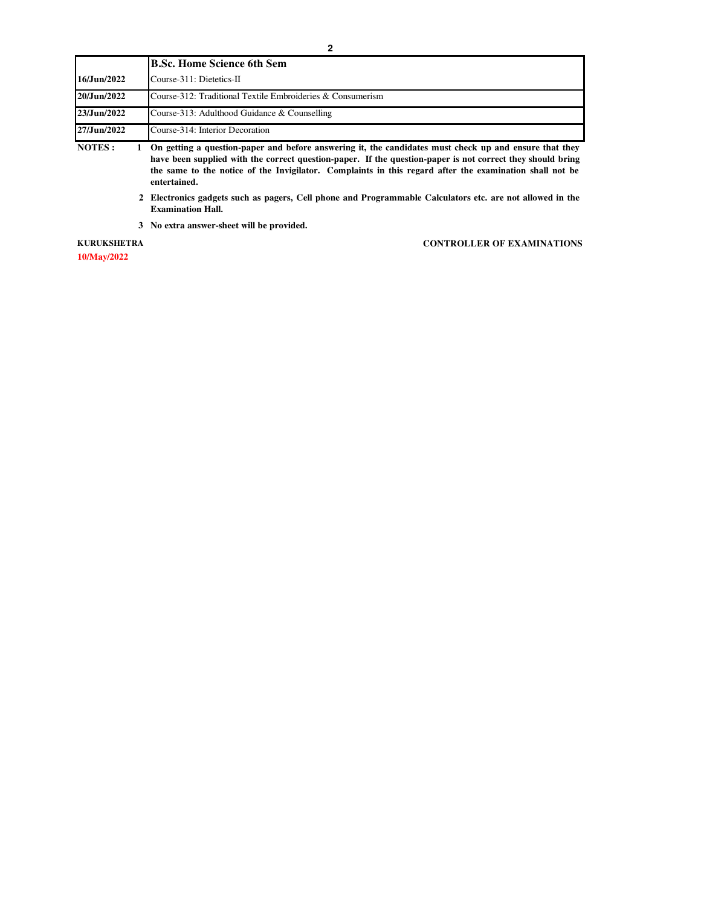| | **B.Sc. Home Science 6th Sem** |
| --- | --- |
| **16/Jun/2022** | Course-311: Dietetics-II |
| **20/Jun/2022** | Course-312: Traditional Textile Embroideries & Consumerism |
| **23/Jun/2022** | Course-313: Adulthood Guidance & Counselling |
| **27/Jun/2022** | Course-314: Interior Decoration |

**NOTES :**

1. **On getting a question-paper and before answering it, the candidates must check up and ensure that they have been supplied with the correct question-paper. If the question-paper is not correct they should bring the same to the notice of the Invigilator. Complaints in this regard after the examination shall not be entertained.**
2. **Electronics gadgets such as pagers, Cell phone and Programmable Calculators etc. are not allowed in the Examination Hall.**
3. **No extra answer-sheet will be provided.**

**KURUKSHETRA** **CONTROLLER OF EXAMINATIONS**

**10/May/2022**